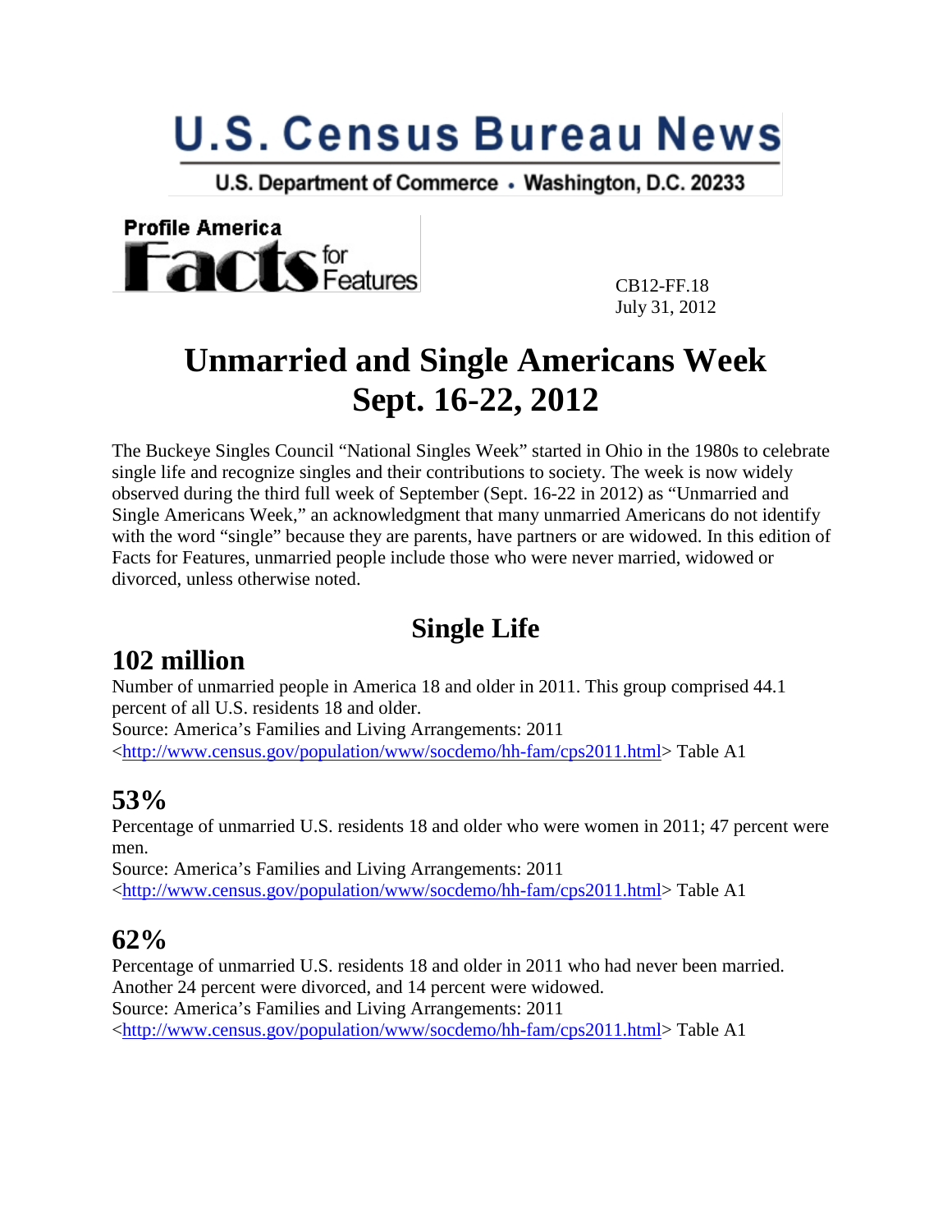# U.S. Census Bureau News

U.S. Department of Commerce • Washington, D.C. 20233

Profile America Facts for Features

CB12-FF.18
July 31, 2012

# Unmarried and Single Americans Week Sept. 16-22, 2012

The Buckeye Singles Council "National Singles Week" started in Ohio in the 1980s to celebrate single life and recognize singles and their contributions to society. The week is now widely observed during the third full week of September (Sept. 16-22 in 2012) as "Unmarried and Single Americans Week," an acknowledgment that many unmarried Americans do not identify with the word "single" because they are parents, have partners or are widowed. In this edition of Facts for Features, unmarried people include those who were never married, widowed or divorced, unless otherwise noted.

## Single Life

### 102 million

Number of unmarried people in America 18 and older in 2011. This group comprised 44.1 percent of all U.S. residents 18 and older.
Source: America's Families and Living Arrangements: 2011
<http://www.census.gov/population/www/socdemo/hh-fam/cps2011.html> Table A1

### 53%

Percentage of unmarried U.S. residents 18 and older who were women in 2011; 47 percent were men.
Source: America's Families and Living Arrangements: 2011
<http://www.census.gov/population/www/socdemo/hh-fam/cps2011.html> Table A1

### 62%

Percentage of unmarried U.S. residents 18 and older in 2011 who had never been married. Another 24 percent were divorced, and 14 percent were widowed.
Source: America's Families and Living Arrangements: 2011
<http://www.census.gov/population/www/socdemo/hh-fam/cps2011.html> Table A1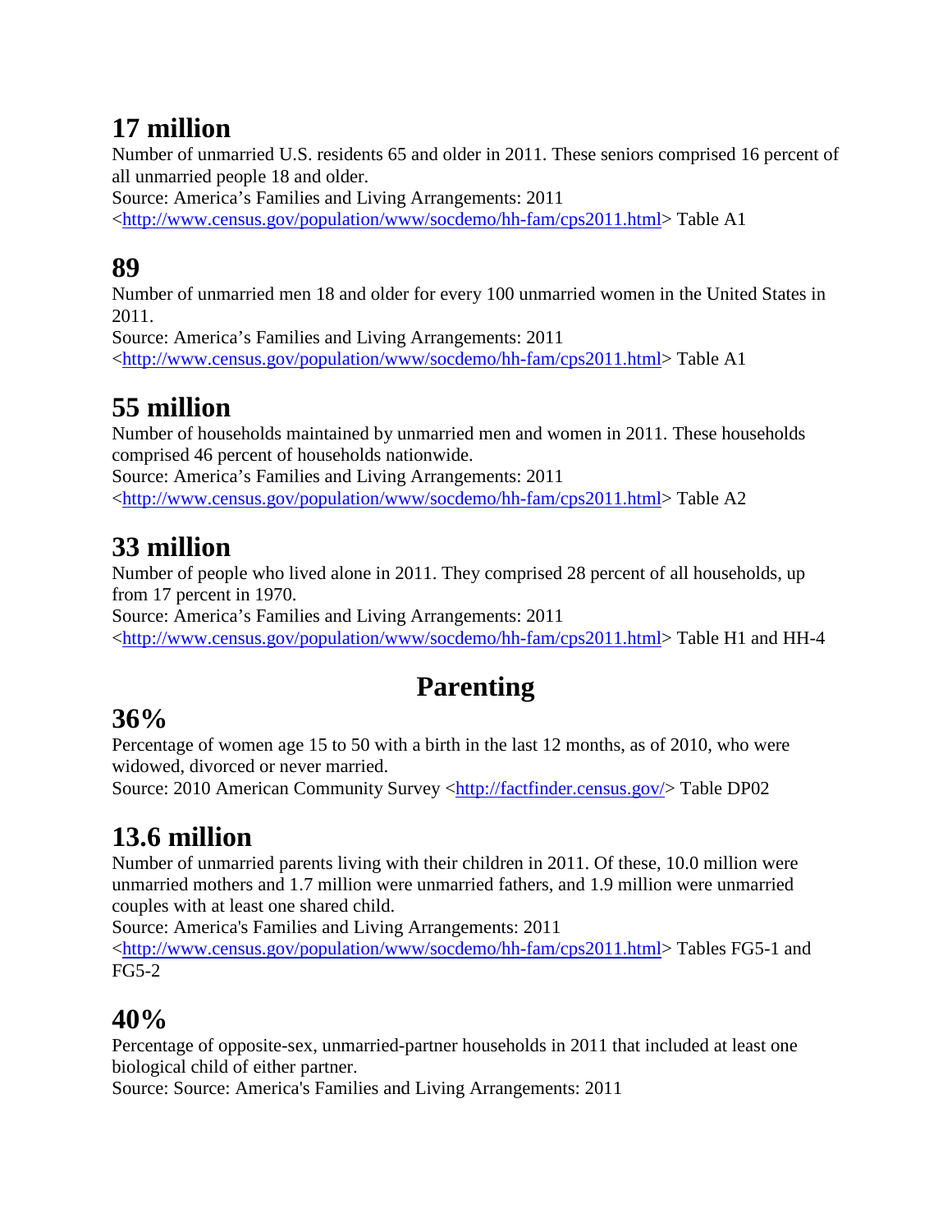## 17 million

Number of unmarried U.S. residents 65 and older in 2011. These seniors comprised 16 percent of all unmarried people 18 and older.
Source: America's Families and Living Arrangements: 2011
<http://www.census.gov/population/www/socdemo/hh-fam/cps2011.html> Table A1

## 89

Number of unmarried men 18 and older for every 100 unmarried women in the United States in 2011.
Source: America's Families and Living Arrangements: 2011
<http://www.census.gov/population/www/socdemo/hh-fam/cps2011.html> Table A1

## 55 million

Number of households maintained by unmarried men and women in 2011. These households comprised 46 percent of households nationwide.
Source: America's Families and Living Arrangements: 2011
<http://www.census.gov/population/www/socdemo/hh-fam/cps2011.html> Table A2

## 33 million

Number of people who lived alone in 2011. They comprised 28 percent of all households, up from 17 percent in 1970.
Source: America's Families and Living Arrangements: 2011
<http://www.census.gov/population/www/socdemo/hh-fam/cps2011.html> Table H1 and HH-4

# Parenting

## 36%

Percentage of women age 15 to 50 with a birth in the last 12 months, as of 2010, who were widowed, divorced or never married.
Source: 2010 American Community Survey <http://factfinder.census.gov/> Table DP02

## 13.6 million

Number of unmarried parents living with their children in 2011. Of these, 10.0 million were unmarried mothers and 1.7 million were unmarried fathers, and 1.9 million were unmarried couples with at least one shared child.
Source: America's Families and Living Arrangements: 2011
<http://www.census.gov/population/www/socdemo/hh-fam/cps2011.html> Tables FG5-1 and FG5-2

## 40%

Percentage of opposite-sex, unmarried-partner households in 2011 that included at least one biological child of either partner.
Source: Source: America's Families and Living Arrangements: 2011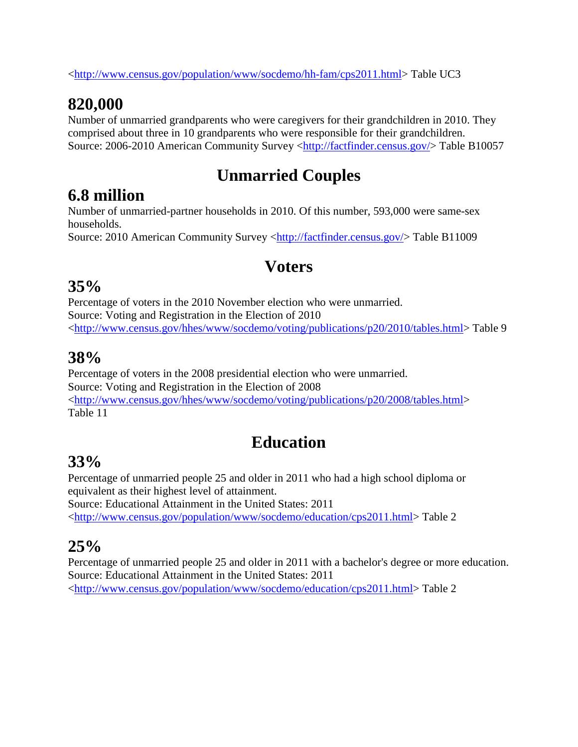<http://www.census.gov/population/www/socdemo/hh-fam/cps2011.html> Table UC3

### 820,000

Number of unmarried grandparents who were caregivers for their grandchildren in 2010. They comprised about three in 10 grandparents who were responsible for their grandchildren.
Source: 2006-2010 American Community Survey <http://factfinder.census.gov/> Table B10057

## Unmarried Couples

### 6.8 million

Number of unmarried-partner households in 2010. Of this number, 593,000 were same-sex households.
Source: 2010 American Community Survey <http://factfinder.census.gov/> Table B11009

## Voters

### 35%

Percentage of voters in the 2010 November election who were unmarried.
Source: Voting and Registration in the Election of 2010
<http://www.census.gov/hhes/www/socdemo/voting/publications/p20/2010/tables.html> Table 9

### 38%

Percentage of voters in the 2008 presidential election who were unmarried.
Source: Voting and Registration in the Election of 2008
<http://www.census.gov/hhes/www/socdemo/voting/publications/p20/2008/tables.html>
Table 11

## Education

### 33%

Percentage of unmarried people 25 and older in 2011 who had a high school diploma or equivalent as their highest level of attainment.
Source: Educational Attainment in the United States: 2011
<http://www.census.gov/population/www/socdemo/education/cps2011.html> Table 2

### 25%

Percentage of unmarried people 25 and older in 2011 with a bachelor's degree or more education.
Source: Educational Attainment in the United States: 2011
<http://www.census.gov/population/www/socdemo/education/cps2011.html> Table 2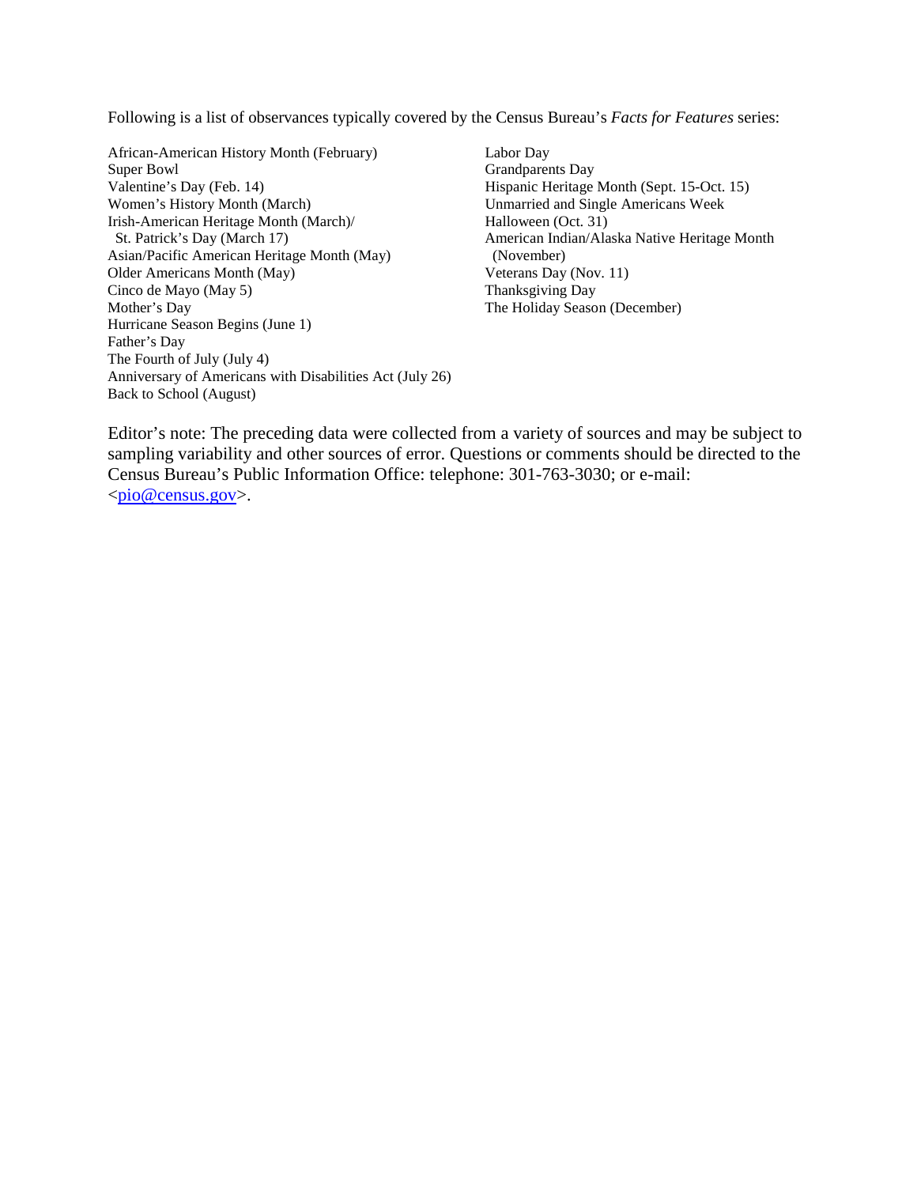Following is a list of observances typically covered by the Census Bureau's *Facts for Features* series:

African-American History Month (February)
Super Bowl
Valentine's Day (Feb. 14)
Women's History Month (March)
Irish-American Heritage Month (March)/
 St. Patrick's Day (March 17)
Asian/Pacific American Heritage Month (May)
Older Americans Month (May)
Cinco de Mayo (May 5)
Mother's Day
Hurricane Season Begins (June 1)
Father's Day
The Fourth of July (July 4)
Anniversary of Americans with Disabilities Act (July 26)
Back to School (August)
Labor Day
Grandparents Day
Hispanic Heritage Month (Sept. 15-Oct. 15)
Unmarried and Single Americans Week
Halloween (Oct. 31)
American Indian/Alaska Native Heritage Month
 (November)
Veterans Day (Nov. 11)
Thanksgiving Day
The Holiday Season (December)

Editor's note: The preceding data were collected from a variety of sources and may be subject to sampling variability and other sources of error. Questions or comments should be directed to the Census Bureau's Public Information Office: telephone: 301-763-3030; or e-mail: <pio@census.gov>.